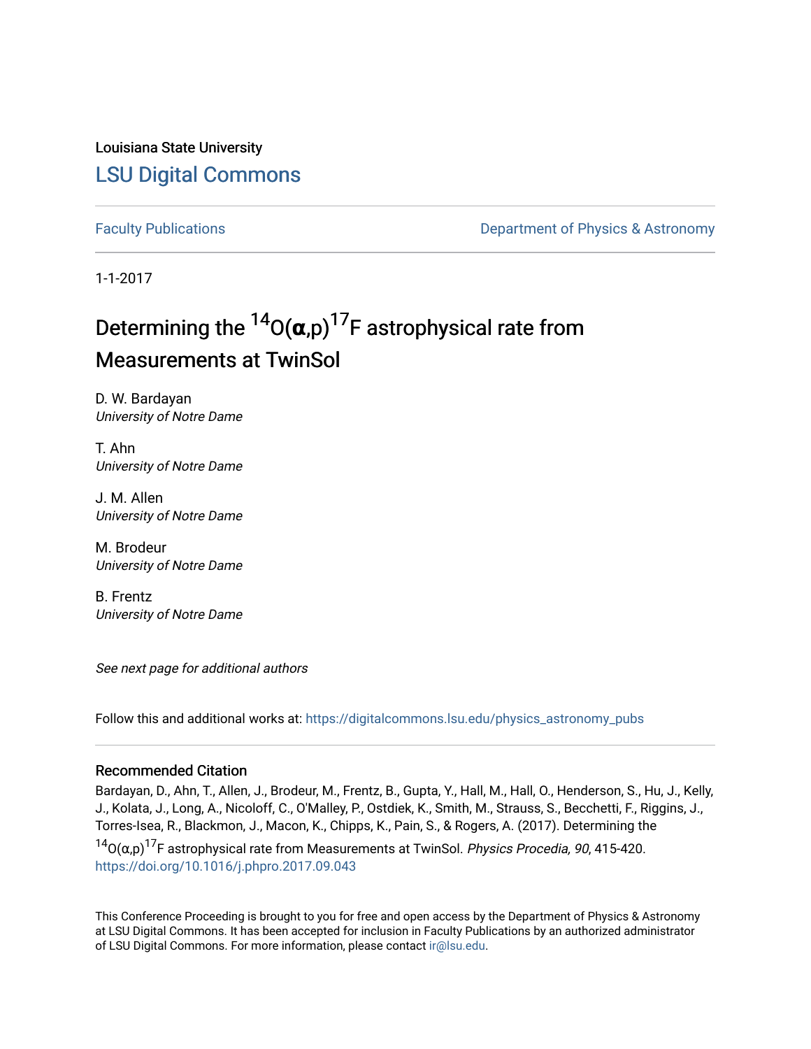Louisiana State University

LSU Digital Commons

Faculty Publications

Department of Physics & Astronomy

1-1-2017

# Determining the $^{14}O(\alpha,p)^{17}F$ astrophysical rate from Measurements at TwinSol

D. W. Bardayan
*University of Notre Dame*

T. Ahn
*University of Notre Dame*

J. M. Allen
*University of Notre Dame*

M. Brodeur
*University of Notre Dame*

B. Frentz
*University of Notre Dame*

*See next page for additional authors*

Follow this and additional works at: https://digitalcommons.lsu.edu/physics_astronomy_pubs

## Recommended Citation

Bardayan, D., Ahn, T., Allen, J., Brodeur, M., Frentz, B., Gupta, Y., Hall, M., Hall, O., Henderson, S., Hu, J., Kelly, J., Kolata, J., Long, A., Nicoloff, C., O'Malley, P., Ostdiek, K., Smith, M., Strauss, S., Becchetti, F., Riggins, J., Torres-Isea, R., Blackmon, J., Macon, K., Chipps, K., Pain, S., & Rogers, A. (2017). Determining the $^{14}O(\alpha,p)^{17}F$ astrophysical rate from Measurements at TwinSol. *Physics Procedia, 90*, 415-420. https://doi.org/10.1016/j.phpro.2017.09.043

This Conference Proceeding is brought to you for free and open access by the Department of Physics & Astronomy at LSU Digital Commons. It has been accepted for inclusion in Faculty Publications by an authorized administrator of LSU Digital Commons. For more information, please contact ir@lsu.edu.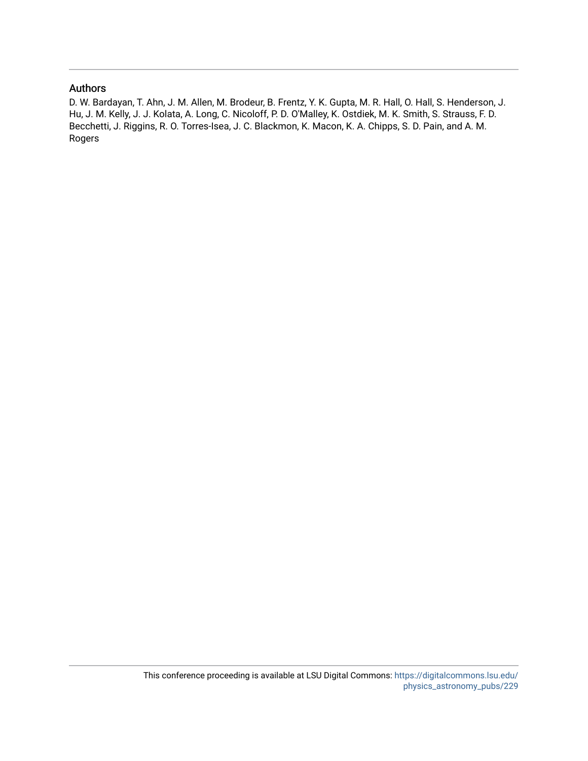## Authors

D. W. Bardayan, T. Ahn, J. M. Allen, M. Brodeur, B. Frentz, Y. K. Gupta, M. R. Hall, O. Hall, S. Henderson, J. Hu, J. M. Kelly, J. J. Kolata, A. Long, C. Nicoloff, P. D. O'Malley, K. Ostdiek, M. K. Smith, S. Strauss, F. D. Becchetti, J. Riggins, R. O. Torres-Isea, J. C. Blackmon, K. Macon, K. A. Chipps, S. D. Pain, and A. M. Rogers

This conference proceeding is available at LSU Digital Commons: https://digitalcommons.lsu.edu/physics_astronomy_pubs/229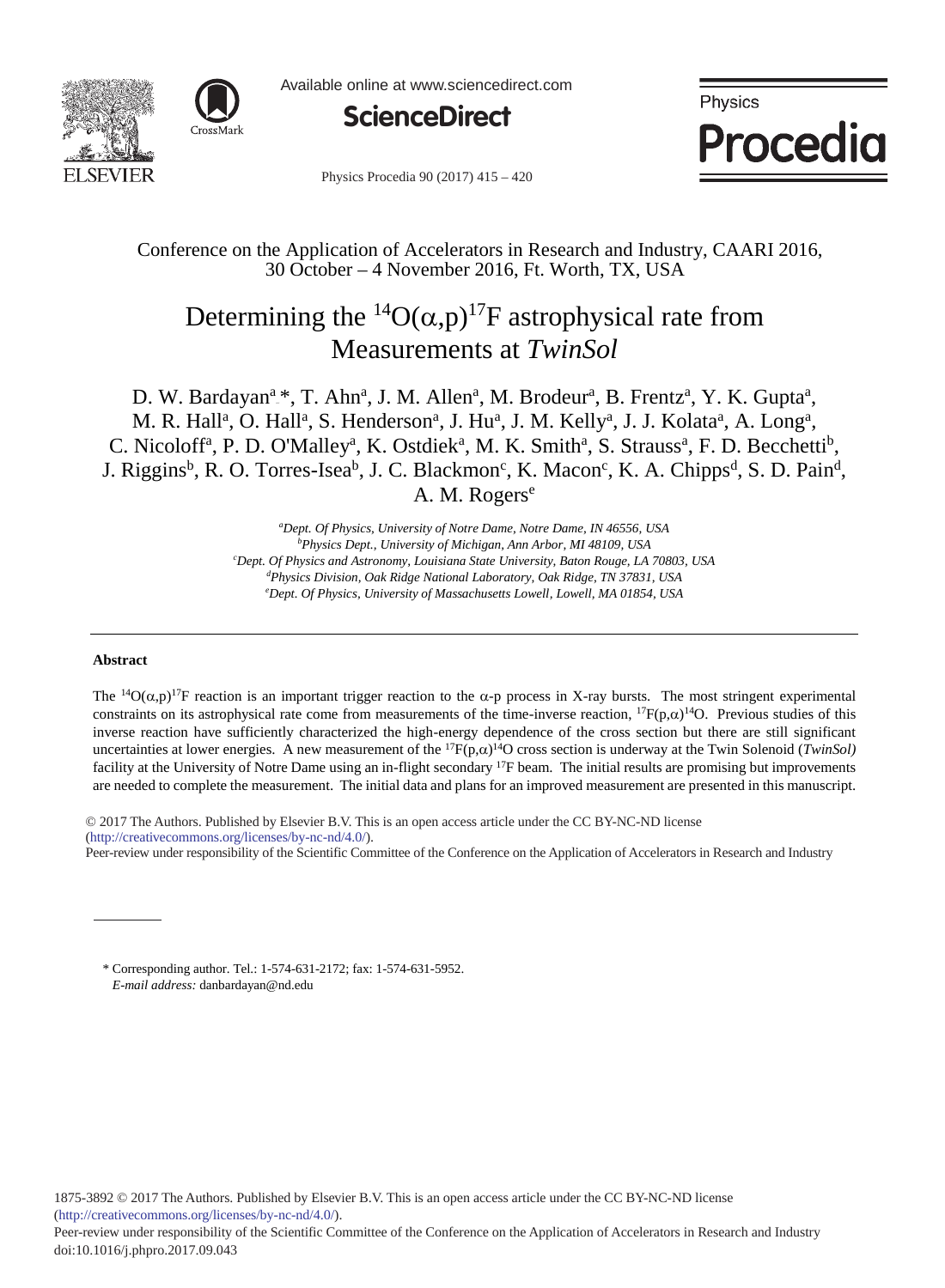Conference on the Application of Accelerators in Research and Industry, CAARI 2016, 30 October – 4 November 2016, Ft. Worth, TX, USA

# Determining the $^{14}O(\alpha,p)^{17}F$ astrophysical rate from Measurements at *TwinSol*

D. W. Bardayan[a]*, T. Ahn[a], J. M. Allen[a], M. Brodeur[a], B. Frentz[a], Y. K. Gupta[a], M. R. Hall[a], O. Hall[a], S. Henderson[a], J. Hu[a], J. M. Kelly[a], J. J. Kolata[a], A. Long[a], C. Nicoloff[a], P. D. O'Malley[a], K. Ostdiek[a], M. K. Smith[a], S. Strauss[a], F. D. Becchetti[b], J. Riggins[b], R. O. Torres-Isea[b], J. C. Blackmon[c], K. Macon[c], K. A. Chipps[d], S. D. Pain[d], A. M. Rogers[e]

[a]*Dept. Of Physics, University of Notre Dame, Notre Dame, IN 46556, USA*
[b]*Physics Dept., University of Michigan, Ann Arbor, MI 48109, USA*
[c]*Dept. Of Physics and Astronomy, Louisiana State University, Baton Rouge, LA 70803, USA*
[d]*Physics Division, Oak Ridge National Laboratory, Oak Ridge, TN 37831, USA*
[e]*Dept. Of Physics, University of Massachusetts Lowell, Lowell, MA 01854, USA*

---

**Abstract**

The $^{14}O(\alpha,p)^{17}F$ reaction is an important trigger reaction to the α-p process in X-ray bursts. The most stringent experimental constraints on its astrophysical rate come from measurements of the time-inverse reaction, $^{17}F(p,\alpha)^{14}O$. Previous studies of this inverse reaction have sufficiently characterized the high-energy dependence of the cross section but there are still significant uncertainties at lower energies. A new measurement of the $^{17}F(p,\alpha)^{14}O$ cross section is underway at the Twin Solenoid (*TwinSol)* facility at the University of Notre Dame using an in-flight secondary $^{17}F$ beam. The initial results are promising but improvements are needed to complete the measurement. The initial data and plans for an improved measurement are presented in this manuscript.

© 2017 The Authors. Published by Elsevier B.V. This is an open access article under the CC BY-NC-ND license (http://creativecommons.org/licenses/by-nc-nd/4.0/).
Peer-review under responsibility of the Scientific Committee of the Conference on the Application of Accelerators in Research and Industry

---

\* Corresponding author. Tel.: 1-574-631-2172; fax: 1-574-631-5952.
*E-mail address:* danbardayan@nd.edu

1875-3892 © 2017 The Authors. Published by Elsevier B.V. This is an open access article under the CC BY-NC-ND license (http://creativecommons.org/licenses/by-nc-nd/4.0/).
Peer-review under responsibility of the Scientific Committee of the Conference on the Application of Accelerators in Research and Industry
doi:10.1016/j.phpro.2017.09.043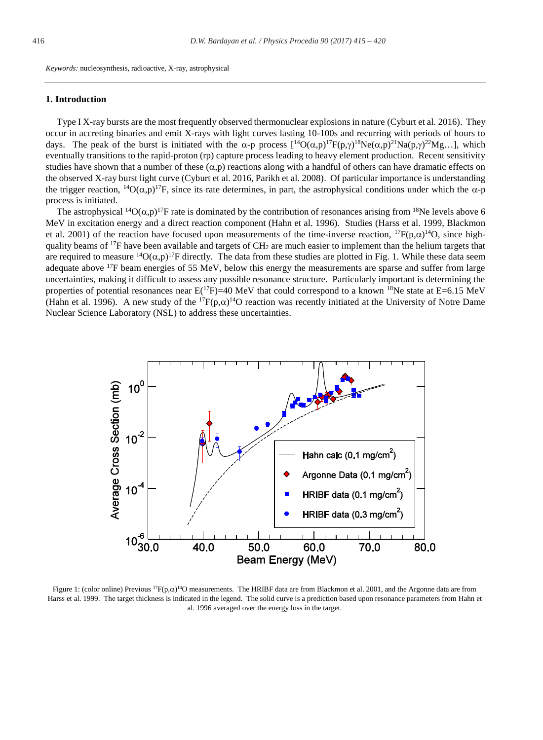*Keywords:* nucleosynthesis, radioactive, X-ray, astrophysical

## 1. Introduction

Type I X-ray bursts are the most frequently observed thermonuclear explosions in nature (Cyburt et al. 2016). They occur in accreting binaries and emit X-rays with light curves lasting 10-100s and recurring with periods of hours to days. The peak of the burst is initiated with the α-p process [$^{14}$O(α,p)$^{17}$F(p,γ)$^{18}$Ne(α,p)$^{21}$Na(p,γ)$^{22}$Mg…], which eventually transitions to the rapid-proton (rp) capture process leading to heavy element production. Recent sensitivity studies have shown that a number of these (α,p) reactions along with a handful of others can have dramatic effects on the observed X-ray burst light curve (Cyburt et al. 2016, Parikh et al. 2008). Of particular importance is understanding the trigger reaction, $^{14}$O(α,p)$^{17}$F, since its rate determines, in part, the astrophysical conditions under which the α-p process is initiated.

The astrophysical $^{14}$O(α,p)$^{17}$F rate is dominated by the contribution of resonances arising from $^{18}$Ne levels above 6 MeV in excitation energy and a direct reaction component (Hahn et al. 1996). Studies (Harss et al. 1999, Blackmon et al. 2001) of the reaction have focused upon measurements of the time-inverse reaction, $^{17}$F(p,α)$^{14}$O, since high-quality beams of $^{17}$F have been available and targets of $CH_2$ are much easier to implement than the helium targets that are required to measure $^{14}$O(α,p)$^{17}$F directly. The data from these studies are plotted in Fig. 1. While these data seem adequate above $^{17}$F beam energies of 55 MeV, below this energy the measurements are sparse and suffer from large uncertainties, making it difficult to assess any possible resonance structure. Particularly important is determining the properties of potential resonances near E($^{17}$F)=40 MeV that could correspond to a known $^{18}$Ne state at E=6.15 MeV (Hahn et al. 1996). A new study of the $^{17}$F(p,α)$^{14}$O reaction was recently initiated at the University of Notre Dame Nuclear Science Laboratory (NSL) to address these uncertainties.

Figure 1: (color online) Previous $^{17}$F(p,α)$^{14}$O measurements. The HRIBF data are from Blackmon et al. 2001, and the Argonne data are from Harss et al. 1999. The target thickness is indicated in the legend. The solid curve is a prediction based upon resonance parameters from Hahn et al. 1996 averaged over the energy loss in the target.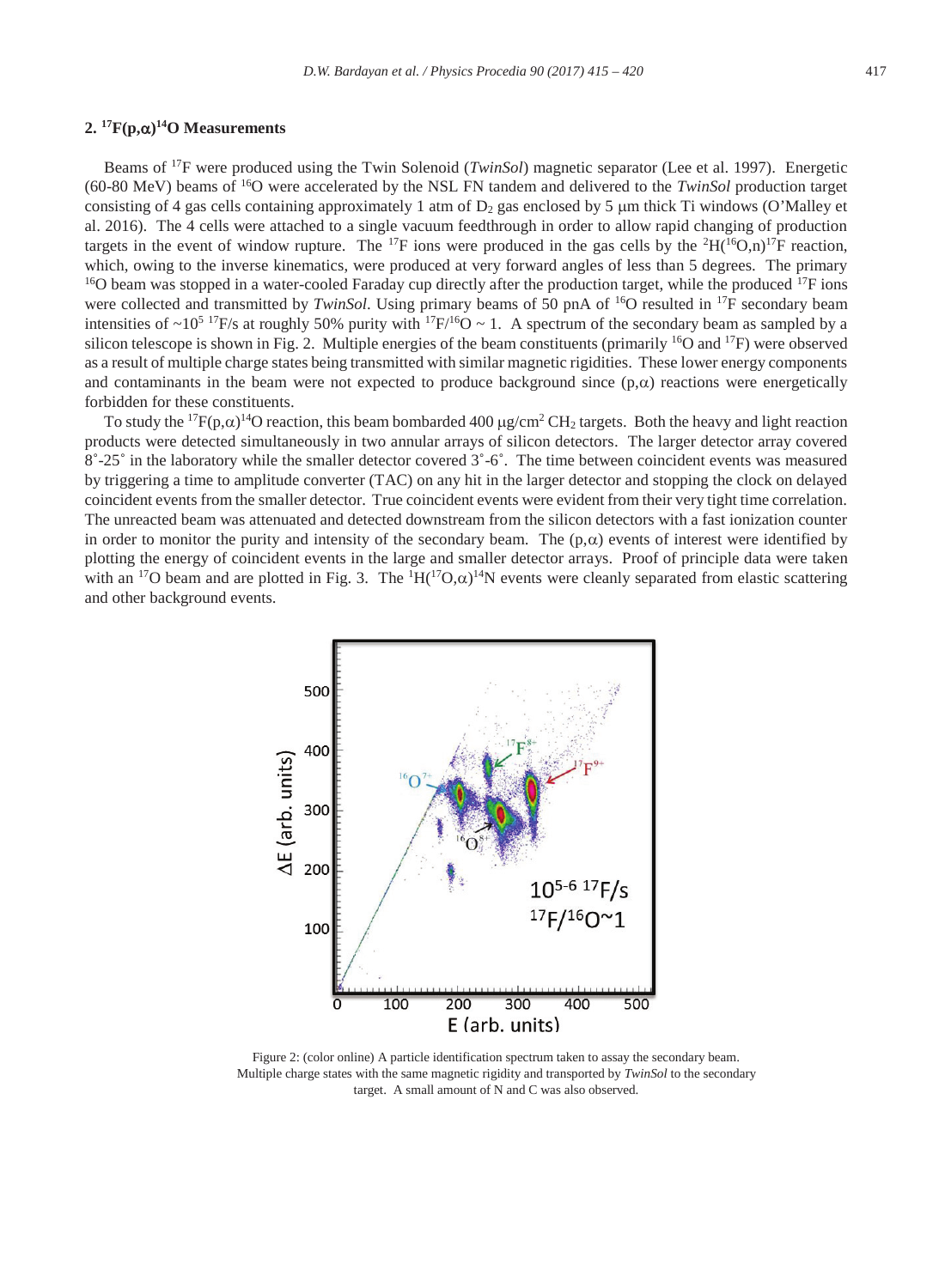## 2. $^{17}F(p,\alpha)^{14}O$ Measurements

Beams of $^{17}F$ were produced using the Twin Solenoid (*TwinSol*) magnetic separator (Lee et al. 1997). Energetic (60-80 MeV) beams of $^{16}O$ were accelerated by the NSL FN tandem and delivered to the *TwinSol* production target consisting of 4 gas cells containing approximately 1 atm of $D_2$ gas enclosed by 5 μm thick Ti windows (O'Malley et al. 2016). The 4 cells were attached to a single vacuum feedthrough in order to allow rapid changing of production targets in the event of window rupture. The $^{17}F$ ions were produced in the gas cells by the $^{2}H(^{16}O,n)^{17}F$ reaction, which, owing to the inverse kinematics, were produced at very forward angles of less than 5 degrees. The primary $^{16}O$ beam was stopped in a water-cooled Faraday cup directly after the production target, while the produced $^{17}F$ ions were collected and transmitted by *TwinSol*. Using primary beams of 50 pnA of $^{16}O$ resulted in $^{17}F$ secondary beam intensities of $\sim10^5$ $^{17}F$/s at roughly 50% purity with $^{17}F/^{16}O \sim 1$. A spectrum of the secondary beam as sampled by a silicon telescope is shown in Fig. 2. Multiple energies of the beam constituents (primarily $^{16}O$ and $^{17}F$) were observed as a result of multiple charge states being transmitted with similar magnetic rigidities. These lower energy components and contaminants in the beam were not expected to produce background since (p,α) reactions were energetically forbidden for these constituents.

To study the $^{17}F(p,\alpha)^{14}O$ reaction, this beam bombarded 400 μg/cm$^2$ $CH_2$ targets. Both the heavy and light reaction products were detected simultaneously in two annular arrays of silicon detectors. The larger detector array covered 8˚-25˚ in the laboratory while the smaller detector covered 3˚-6˚. The time between coincident events was measured by triggering a time to amplitude converter (TAC) on any hit in the larger detector and stopping the clock on delayed coincident events from the smaller detector. True coincident events were evident from their very tight time correlation. The unreacted beam was attenuated and detected downstream from the silicon detectors with a fast ionization counter in order to monitor the purity and intensity of the secondary beam. The (p,α) events of interest were identified by plotting the energy of coincident events in the large and smaller detector arrays. Proof of principle data were taken with an $^{17}O$ beam and are plotted in Fig. 3. The $^{1}H(^{17}O,\alpha)^{14}N$ events were cleanly separated from elastic scattering and other background events.

Figure 2: (color online) A particle identification spectrum taken to assay the secondary beam. Multiple charge states with the same magnetic rigidity and transported by *TwinSol* to the secondary target. A small amount of N and C was also observed.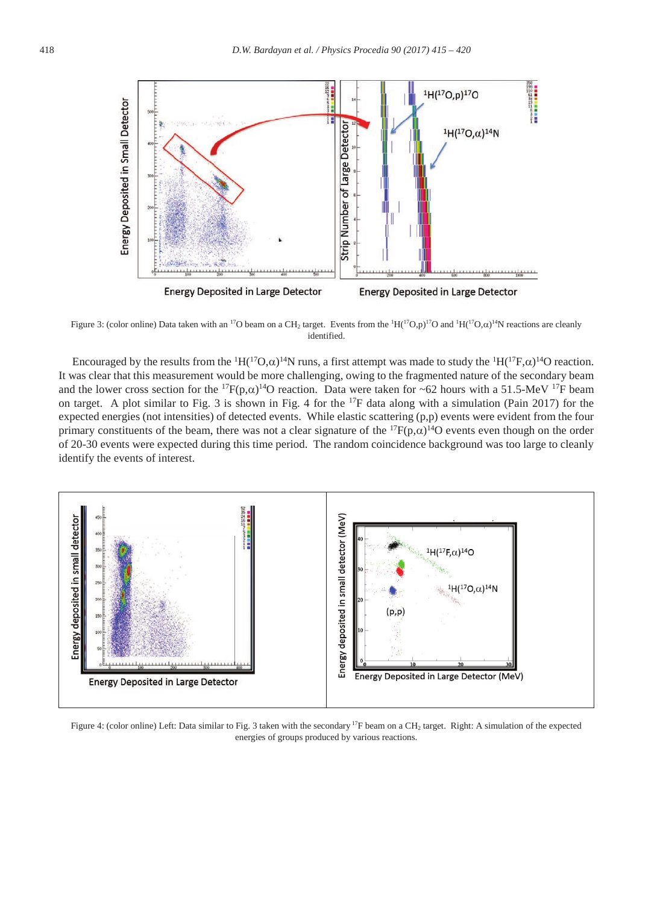Figure 3: (color online) Data taken with an $^{17}$O beam on a $CH_2$ target. Events from the $^{1}$H($^{17}$O,p)$^{17}$O and $^{1}$H($^{17}$O,$\alpha$)$^{14}$N reactions are cleanly identified.

Encouraged by the results from the $^{1}$H($^{17}$O,$\alpha$)$^{14}$N runs, a first attempt was made to study the $^{1}$H($^{17}$F,$\alpha$)$^{14}$O reaction. It was clear that this measurement would be more challenging, owing to the fragmented nature of the secondary beam and the lower cross section for the $^{17}$F(p,$\alpha$)$^{14}$O reaction. Data were taken for ~62 hours with a 51.5-MeV $^{17}$F beam on target. A plot similar to Fig. 3 is shown in Fig. 4 for the $^{17}$F data along with a simulation (Pain 2017) for the expected energies (not intensities) of detected events. While elastic scattering (p,p) events were evident from the four primary constituents of the beam, there was not a clear signature of the $^{17}$F(p,$\alpha$)$^{14}$O events even though on the order of 20-30 events were expected during this time period. The random coincidence background was too large to cleanly identify the events of interest.

Figure 4: (color online) Left: Data similar to Fig. 3 taken with the secondary $^{17}$F beam on a $CH_2$ target. Right: A simulation of the expected energies of groups produced by various reactions.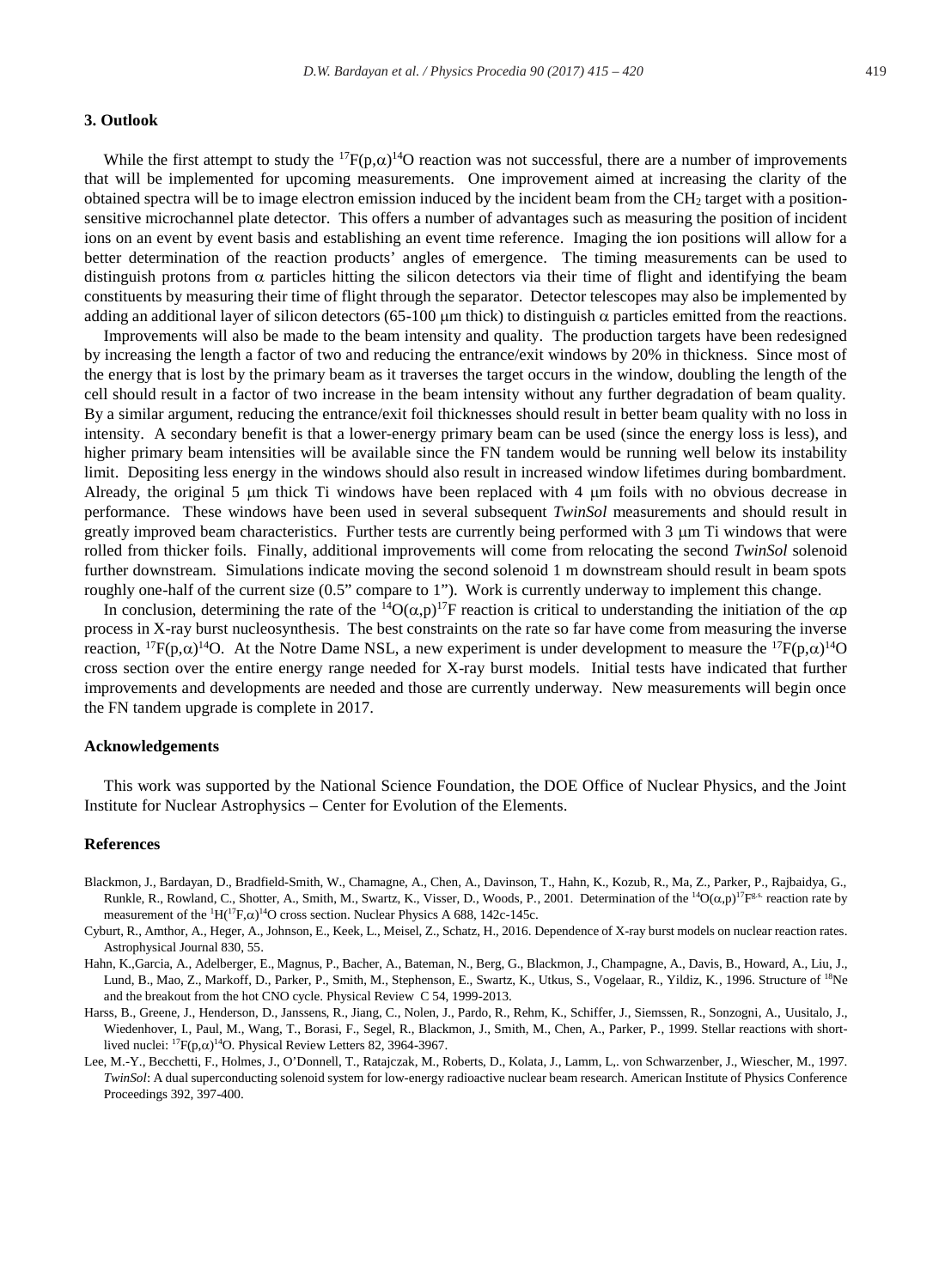## 3. Outlook

While the first attempt to study the $^{17}F(p,\alpha)^{14}O$ reaction was not successful, there are a number of improvements that will be implemented for upcoming measurements. One improvement aimed at increasing the clarity of the obtained spectra will be to image electron emission induced by the incident beam from the $CH_2$ target with a position-sensitive microchannel plate detector. This offers a number of advantages such as measuring the position of incident ions on an event by event basis and establishing an event time reference. Imaging the ion positions will allow for a better determination of the reaction products' angles of emergence. The timing measurements can be used to distinguish protons from $\alpha$ particles hitting the silicon detectors via their time of flight and identifying the beam constituents by measuring their time of flight through the separator. Detector telescopes may also be implemented by adding an additional layer of silicon detectors (65-100 μm thick) to distinguish $\alpha$ particles emitted from the reactions.

Improvements will also be made to the beam intensity and quality. The production targets have been redesigned by increasing the length a factor of two and reducing the entrance/exit windows by 20% in thickness. Since most of the energy that is lost by the primary beam as it traverses the target occurs in the window, doubling the length of the cell should result in a factor of two increase in the beam intensity without any further degradation of beam quality. By a similar argument, reducing the entrance/exit foil thicknesses should result in better beam quality with no loss in intensity. A secondary benefit is that a lower-energy primary beam can be used (since the energy loss is less), and higher primary beam intensities will be available since the FN tandem would be running well below its instability limit. Depositing less energy in the windows should also result in increased window lifetimes during bombardment. Already, the original 5 μm thick Ti windows have been replaced with 4 μm foils with no obvious decrease in performance. These windows have been used in several subsequent *TwinSol* measurements and should result in greatly improved beam characteristics. Further tests are currently being performed with 3 μm Ti windows that were rolled from thicker foils. Finally, additional improvements will come from relocating the second *TwinSol* solenoid further downstream. Simulations indicate moving the second solenoid 1 m downstream should result in beam spots roughly one-half of the current size (0.5" compare to 1"). Work is currently underway to implement this change.

In conclusion, determining the rate of the $^{14}O(\alpha,p)^{17}F$ reaction is critical to understanding the initiation of the $\alpha$p process in X-ray burst nucleosynthesis. The best constraints on the rate so far have come from measuring the inverse reaction, $^{17}F(p,\alpha)^{14}O$. At the Notre Dame NSL, a new experiment is under development to measure the $^{17}F(p,\alpha)^{14}O$ cross section over the entire energy range needed for X-ray burst models. Initial tests have indicated that further improvements and developments are needed and those are currently underway. New measurements will begin once the FN tandem upgrade is complete in 2017.

## Acknowledgements

This work was supported by the National Science Foundation, the DOE Office of Nuclear Physics, and the Joint Institute for Nuclear Astrophysics – Center for Evolution of the Elements.

## References

Blackmon, J., Bardayan, D., Bradfield-Smith, W., Chamagne, A., Chen, A., Davinson, T., Hahn, K., Kozub, R., Ma, Z., Parker, P., Rajbaidya, G., Runkle, R., Rowland, C., Shotter, A., Smith, M., Swartz, K., Visser, D., Woods, P., 2001. Determination of the $^{14}O(\alpha,p)^{17}F^{g.s.}$ reaction rate by measurement of the $^{1}H(^{17}F,\alpha)^{14}O$ cross section. Nuclear Physics A 688, 142c-145c.

Cyburt, R., Amthor, A., Heger, A., Johnson, E., Keek, L., Meisel, Z., Schatz, H., 2016. Dependence of X-ray burst models on nuclear reaction rates. Astrophysical Journal 830, 55.

Hahn, K.,Garcia, A., Adelberger, E., Magnus, P., Bacher, A., Bateman, N., Berg, G., Blackmon, J., Champagne, A., Davis, B., Howard, A., Liu, J., Lund, B., Mao, Z., Markoff, D., Parker, P., Smith, M., Stephenson, E., Swartz, K., Utkus, S., Vogelaar, R., Yildiz, K., 1996. Structure of $^{18}$Ne and the breakout from the hot CNO cycle. Physical Review C 54, 1999-2013.

Harss, B., Greene, J., Henderson, D., Janssens, R., Jiang, C., Nolen, J., Pardo, R., Rehm, K., Schiffer, J., Siemssen, R., Sonzogni, A., Uusitalo, J., Wiedenhover, I., Paul, M., Wang, T., Borasi, F., Segel, R., Blackmon, J., Smith, M., Chen, A., Parker, P., 1999. Stellar reactions with short-lived nuclei: $^{17}F(p,\alpha)^{14}O$. Physical Review Letters 82, 3964-3967.

Lee, M.-Y., Becchetti, F., Holmes, J., O'Donnell, T., Ratajczak, M., Roberts, D., Kolata, J., Lamm, L,. von Schwarzenber, J., Wiescher, M., 1997. *TwinSol*: A dual superconducting solenoid system for low-energy radioactive nuclear beam research. American Institute of Physics Conference Proceedings 392, 397-400.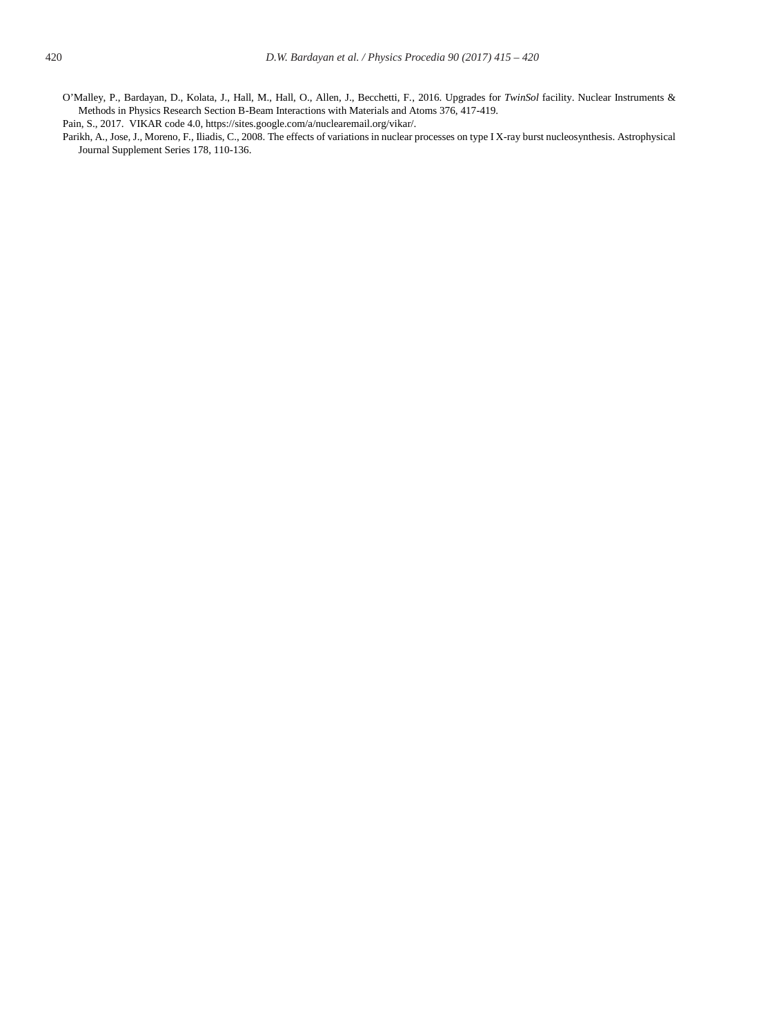O'Malley, P., Bardayan, D., Kolata, J., Hall, M., Hall, O., Allen, J., Becchetti, F., 2016. Upgrades for *TwinSol* facility. Nuclear Instruments & Methods in Physics Research Section B-Beam Interactions with Materials and Atoms 376, 417-419.

Pain, S., 2017. VIKAR code 4.0, https://sites.google.com/a/nuclearemail.org/vikar/.

Parikh, A., Jose, J., Moreno, F., Iliadis, C., 2008. The effects of variations in nuclear processes on type I X-ray burst nucleosynthesis. Astrophysical Journal Supplement Series 178, 110-136.